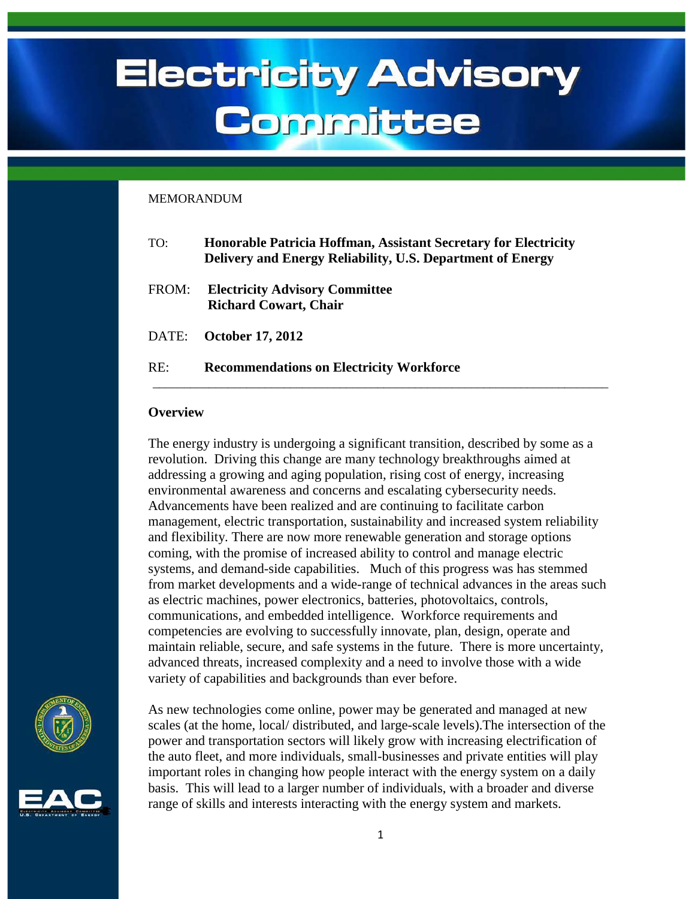# Electricity Advisory Committee

MEMORANDUM

TO: **Honorable Patricia Hoffman, Assistant Secretary for Electricity Delivery and Energy Reliability, U.S. Department of Energy**

FROM: **Electricity Advisory Committee**
**Richard Cowart, Chair**

DATE: **October 17, 2012**

RE: **Recommendations on Electricity Workforce**

---

## Overview

The energy industry is undergoing a significant transition, described by some as a revolution. Driving this change are many technology breakthroughs aimed at addressing a growing and aging population, rising cost of energy, increasing environmental awareness and concerns and escalating cybersecurity needs. Advancements have been realized and are continuing to facilitate carbon management, electric transportation, sustainability and increased system reliability and flexibility. There are now more renewable generation and storage options coming, with the promise of increased ability to control and manage electric systems, and demand-side capabilities. Much of this progress was has stemmed from market developments and a wide-range of technical advances in the areas such as electric machines, power electronics, batteries, photovoltaics, controls, communications, and embedded intelligence. Workforce requirements and competencies are evolving to successfully innovate, plan, design, operate and maintain reliable, secure, and safe systems in the future. There is more uncertainty, advanced threats, increased complexity and a need to involve those with a wide variety of capabilities and backgrounds than ever before.

As new technologies come online, power may be generated and managed at new scales (at the home, local/ distributed, and large-scale levels).The intersection of the power and transportation sectors will likely grow with increasing electrification of the auto fleet, and more individuals, small-businesses and private entities will play important roles in changing how people interact with the energy system on a daily basis. This will lead to a larger number of individuals, with a broader and diverse range of skills and interests interacting with the energy system and markets.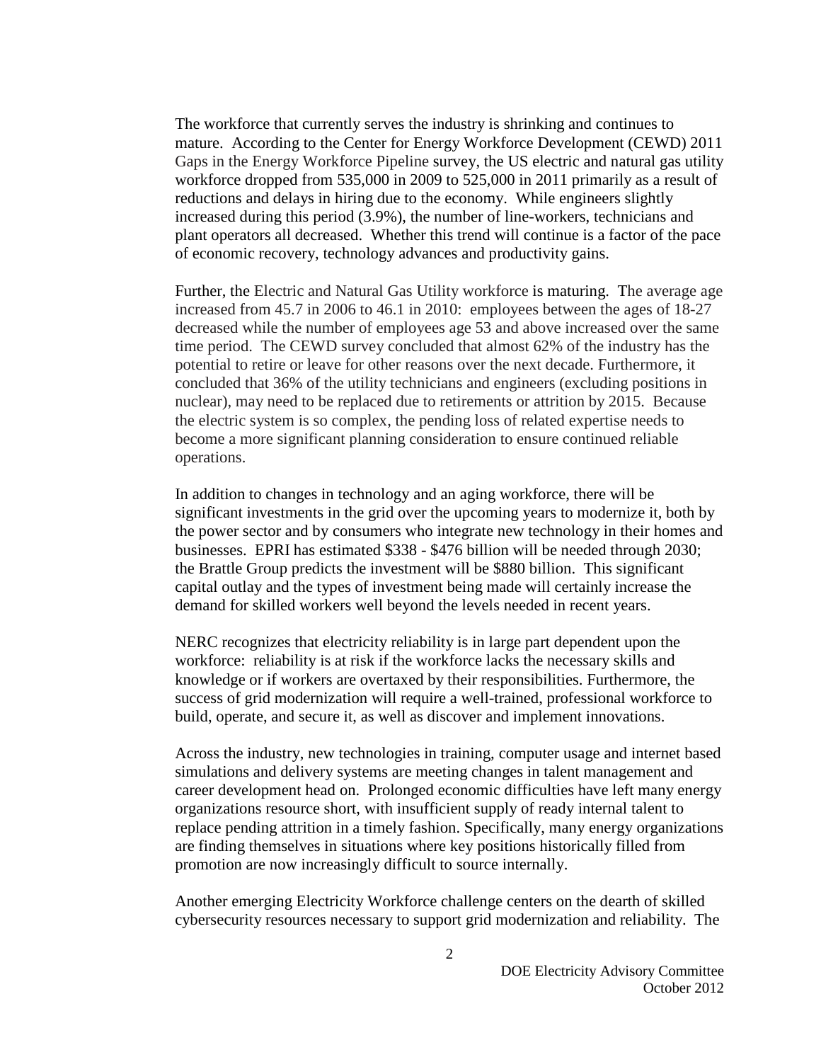The workforce that currently serves the industry is shrinking and continues to mature. According to the Center for Energy Workforce Development (CEWD) 2011 Gaps in the Energy Workforce Pipeline survey, the US electric and natural gas utility workforce dropped from 535,000 in 2009 to 525,000 in 2011 primarily as a result of reductions and delays in hiring due to the economy. While engineers slightly increased during this period (3.9%), the number of line-workers, technicians and plant operators all decreased. Whether this trend will continue is a factor of the pace of economic recovery, technology advances and productivity gains.

Further, the Electric and Natural Gas Utility workforce is maturing. The average age increased from 45.7 in 2006 to 46.1 in 2010: employees between the ages of 18-27 decreased while the number of employees age 53 and above increased over the same time period. The CEWD survey concluded that almost 62% of the industry has the potential to retire or leave for other reasons over the next decade. Furthermore, it concluded that 36% of the utility technicians and engineers (excluding positions in nuclear), may need to be replaced due to retirements or attrition by 2015. Because the electric system is so complex, the pending loss of related expertise needs to become a more significant planning consideration to ensure continued reliable operations.

In addition to changes in technology and an aging workforce, there will be significant investments in the grid over the upcoming years to modernize it, both by the power sector and by consumers who integrate new technology in their homes and businesses. EPRI has estimated $338 - $476 billion will be needed through 2030; the Brattle Group predicts the investment will be $880 billion. This significant capital outlay and the types of investment being made will certainly increase the demand for skilled workers well beyond the levels needed in recent years.

NERC recognizes that electricity reliability is in large part dependent upon the workforce: reliability is at risk if the workforce lacks the necessary skills and knowledge or if workers are overtaxed by their responsibilities. Furthermore, the success of grid modernization will require a well-trained, professional workforce to build, operate, and secure it, as well as discover and implement innovations.

Across the industry, new technologies in training, computer usage and internet based simulations and delivery systems are meeting changes in talent management and career development head on. Prolonged economic difficulties have left many energy organizations resource short, with insufficient supply of ready internal talent to replace pending attrition in a timely fashion. Specifically, many energy organizations are finding themselves in situations where key positions historically filled from promotion are now increasingly difficult to source internally.

Another emerging Electricity Workforce challenge centers on the dearth of skilled cybersecurity resources necessary to support grid modernization and reliability. The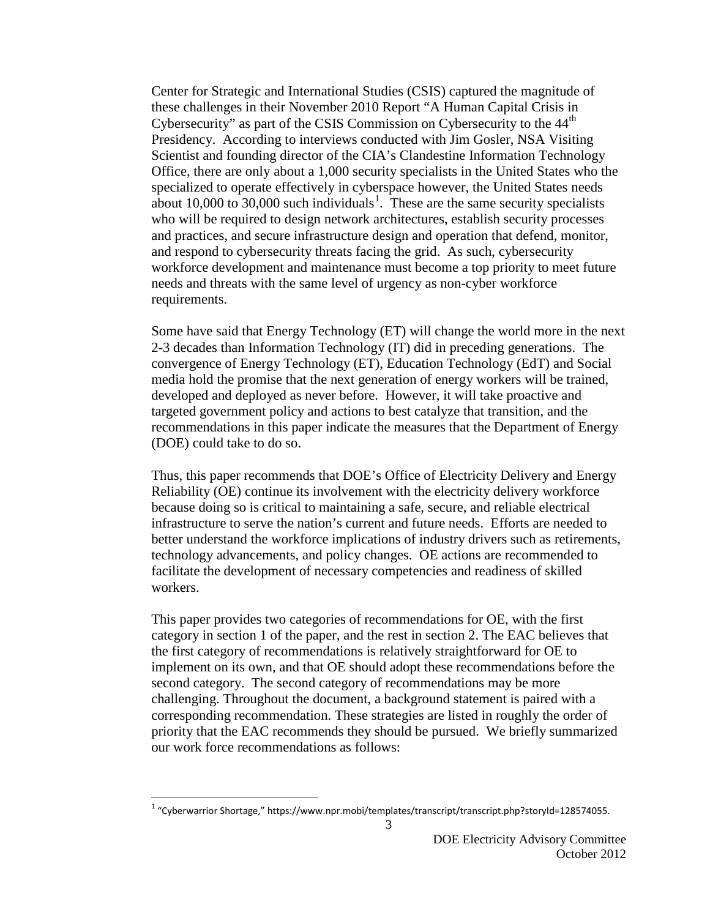Center for Strategic and International Studies (CSIS) captured the magnitude of these challenges in their November 2010 Report "A Human Capital Crisis in Cybersecurity" as part of the CSIS Commission on Cybersecurity to the 44th Presidency. According to interviews conducted with Jim Gosler, NSA Visiting Scientist and founding director of the CIA's Clandestine Information Technology Office, there are only about a 1,000 security specialists in the United States who the specialized to operate effectively in cyberspace however, the United States needs about 10,000 to 30,000 such individuals[1]. These are the same security specialists who will be required to design network architectures, establish security processes and practices, and secure infrastructure design and operation that defend, monitor, and respond to cybersecurity threats facing the grid. As such, cybersecurity workforce development and maintenance must become a top priority to meet future needs and threats with the same level of urgency as non-cyber workforce requirements.

Some have said that Energy Technology (ET) will change the world more in the next 2-3 decades than Information Technology (IT) did in preceding generations. The convergence of Energy Technology (ET), Education Technology (EdT) and Social media hold the promise that the next generation of energy workers will be trained, developed and deployed as never before. However, it will take proactive and targeted government policy and actions to best catalyze that transition, and the recommendations in this paper indicate the measures that the Department of Energy (DOE) could take to do so.

Thus, this paper recommends that DOE's Office of Electricity Delivery and Energy Reliability (OE) continue its involvement with the electricity delivery workforce because doing so is critical to maintaining a safe, secure, and reliable electrical infrastructure to serve the nation's current and future needs. Efforts are needed to better understand the workforce implications of industry drivers such as retirements, technology advancements, and policy changes. OE actions are recommended to facilitate the development of necessary competencies and readiness of skilled workers.

This paper provides two categories of recommendations for OE, with the first category in section 1 of the paper, and the rest in section 2. The EAC believes that the first category of recommendations is relatively straightforward for OE to implement on its own, and that OE should adopt these recommendations before the second category. The second category of recommendations may be more challenging. Throughout the document, a background statement is paired with a corresponding recommendation. These strategies are listed in roughly the order of priority that the EAC recommends they should be pursued. We briefly summarized our work force recommendations as follows:

[1] "Cyberwarrior Shortage," https://www.npr.mobi/templates/transcript/transcript.php?storyId=128574055.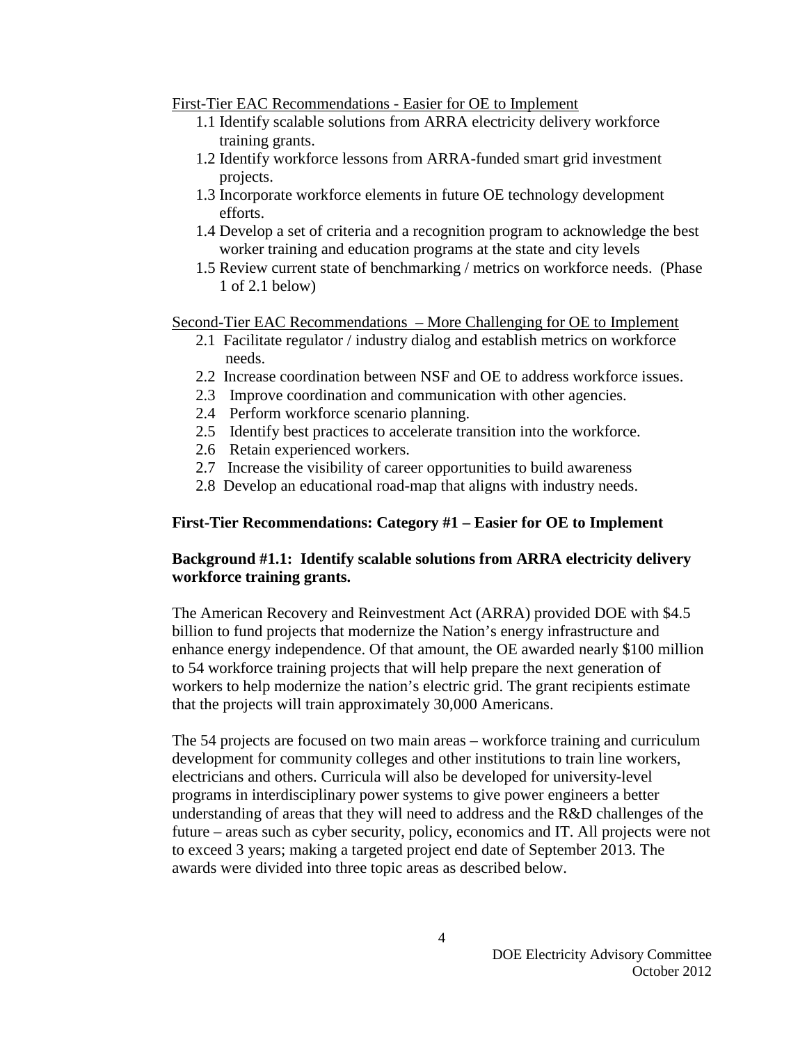First-Tier EAC Recommendations - Easier for OE to Implement

- 1.1 Identify scalable solutions from ARRA electricity delivery workforce training grants.
- 1.2 Identify workforce lessons from ARRA-funded smart grid investment projects.
- 1.3 Incorporate workforce elements in future OE technology development efforts.
- 1.4 Develop a set of criteria and a recognition program to acknowledge the best worker training and education programs at the state and city levels
- 1.5 Review current state of benchmarking / metrics on workforce needs. (Phase 1 of 2.1 below)

Second-Tier EAC Recommendations – More Challenging for OE to Implement

- 2.1 Facilitate regulator / industry dialog and establish metrics on workforce needs.
- 2.2 Increase coordination between NSF and OE to address workforce issues.
- 2.3 Improve coordination and communication with other agencies.
- 2.4 Perform workforce scenario planning.
- 2.5 Identify best practices to accelerate transition into the workforce.
- 2.6 Retain experienced workers.
- 2.7 Increase the visibility of career opportunities to build awareness
- 2.8 Develop an educational road-map that aligns with industry needs.

**First-Tier Recommendations: Category #1 – Easier for OE to Implement**

**Background #1.1: Identify scalable solutions from ARRA electricity delivery workforce training grants.**

The American Recovery and Reinvestment Act (ARRA) provided DOE with $4.5 billion to fund projects that modernize the Nation's energy infrastructure and enhance energy independence. Of that amount, the OE awarded nearly $100 million to 54 workforce training projects that will help prepare the next generation of workers to help modernize the nation's electric grid. The grant recipients estimate that the projects will train approximately 30,000 Americans.

The 54 projects are focused on two main areas – workforce training and curriculum development for community colleges and other institutions to train line workers, electricians and others. Curricula will also be developed for university-level programs in interdisciplinary power systems to give power engineers a better understanding of areas that they will need to address and the R&D challenges of the future – areas such as cyber security, policy, economics and IT. All projects were not to exceed 3 years; making a targeted project end date of September 2013. The awards were divided into three topic areas as described below.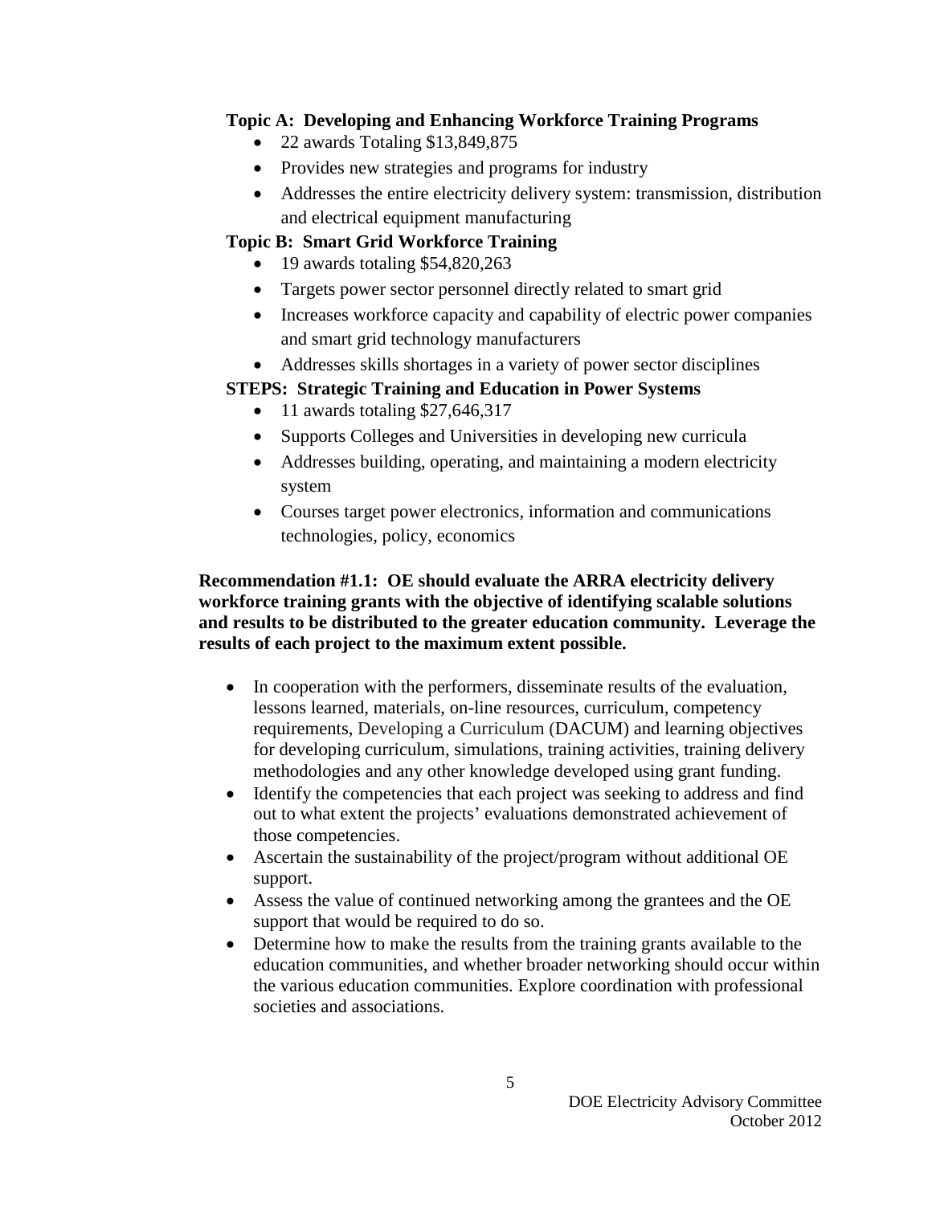**Topic A: Developing and Enhancing Workforce Training Programs**

- 22 awards Totaling $13,849,875
- Provides new strategies and programs for industry
- Addresses the entire electricity delivery system: transmission, distribution and electrical equipment manufacturing

**Topic B: Smart Grid Workforce Training**

- 19 awards totaling $54,820,263
- Targets power sector personnel directly related to smart grid
- Increases workforce capacity and capability of electric power companies and smart grid technology manufacturers
- Addresses skills shortages in a variety of power sector disciplines

**STEPS: Strategic Training and Education in Power Systems**

- 11 awards totaling $27,646,317
- Supports Colleges and Universities in developing new curricula
- Addresses building, operating, and maintaining a modern electricity system
- Courses target power electronics, information and communications technologies, policy, economics

**Recommendation #1.1: OE should evaluate the ARRA electricity delivery workforce training grants with the objective of identifying scalable solutions and results to be distributed to the greater education community. Leverage the results of each project to the maximum extent possible.**

- In cooperation with the performers, disseminate results of the evaluation, lessons learned, materials, on-line resources, curriculum, competency requirements, Developing a Curriculum (DACUM) and learning objectives for developing curriculum, simulations, training activities, training delivery methodologies and any other knowledge developed using grant funding.
- Identify the competencies that each project was seeking to address and find out to what extent the projects' evaluations demonstrated achievement of those competencies.
- Ascertain the sustainability of the project/program without additional OE support.
- Assess the value of continued networking among the grantees and the OE support that would be required to do so.
- Determine how to make the results from the training grants available to the education communities, and whether broader networking should occur within the various education communities. Explore coordination with professional societies and associations.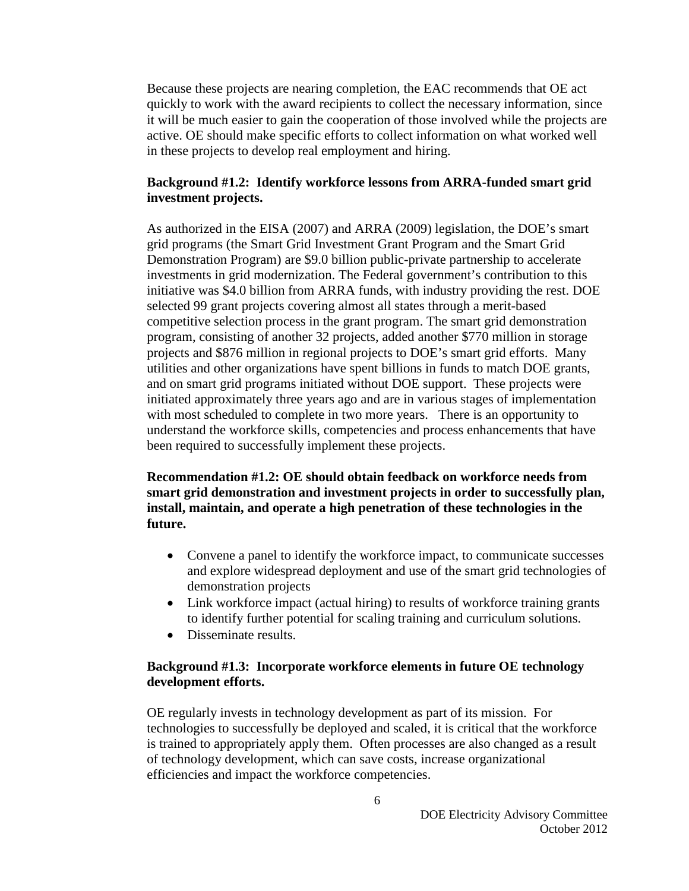Because these projects are nearing completion, the EAC recommends that OE act quickly to work with the award recipients to collect the necessary information, since it will be much easier to gain the cooperation of those involved while the projects are active. OE should make specific efforts to collect information on what worked well in these projects to develop real employment and hiring.

**Background #1.2: Identify workforce lessons from ARRA-funded smart grid investment projects.**

As authorized in the EISA (2007) and ARRA (2009) legislation, the DOE's smart grid programs (the Smart Grid Investment Grant Program and the Smart Grid Demonstration Program) are $9.0 billion public-private partnership to accelerate investments in grid modernization. The Federal government's contribution to this initiative was $4.0 billion from ARRA funds, with industry providing the rest. DOE selected 99 grant projects covering almost all states through a merit-based competitive selection process in the grant program. The smart grid demonstration program, consisting of another 32 projects, added another $770 million in storage projects and $876 million in regional projects to DOE's smart grid efforts. Many utilities and other organizations have spent billions in funds to match DOE grants, and on smart grid programs initiated without DOE support. These projects were initiated approximately three years ago and are in various stages of implementation with most scheduled to complete in two more years. There is an opportunity to understand the workforce skills, competencies and process enhancements that have been required to successfully implement these projects.

**Recommendation #1.2: OE should obtain feedback on workforce needs from smart grid demonstration and investment projects in order to successfully plan, install, maintain, and operate a high penetration of these technologies in the future.**

- Convene a panel to identify the workforce impact, to communicate successes and explore widespread deployment and use of the smart grid technologies of demonstration projects
- Link workforce impact (actual hiring) to results of workforce training grants to identify further potential for scaling training and curriculum solutions.
- Disseminate results.

**Background #1.3: Incorporate workforce elements in future OE technology development efforts.**

OE regularly invests in technology development as part of its mission. For technologies to successfully be deployed and scaled, it is critical that the workforce is trained to appropriately apply them. Often processes are also changed as a result of technology development, which can save costs, increase organizational efficiencies and impact the workforce competencies.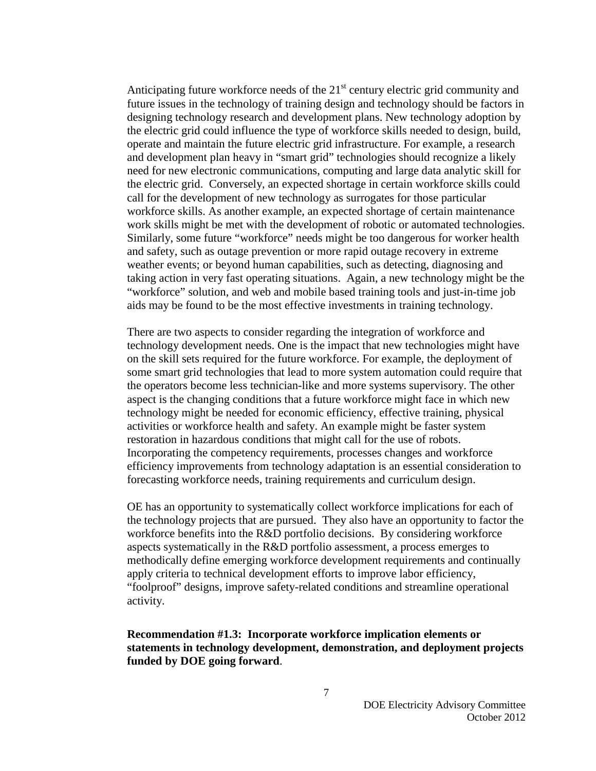Anticipating future workforce needs of the 21st century electric grid community and future issues in the technology of training design and technology should be factors in designing technology research and development plans. New technology adoption by the electric grid could influence the type of workforce skills needed to design, build, operate and maintain the future electric grid infrastructure. For example, a research and development plan heavy in "smart grid" technologies should recognize a likely need for new electronic communications, computing and large data analytic skill for the electric grid. Conversely, an expected shortage in certain workforce skills could call for the development of new technology as surrogates for those particular workforce skills. As another example, an expected shortage of certain maintenance work skills might be met with the development of robotic or automated technologies. Similarly, some future "workforce" needs might be too dangerous for worker health and safety, such as outage prevention or more rapid outage recovery in extreme weather events; or beyond human capabilities, such as detecting, diagnosing and taking action in very fast operating situations. Again, a new technology might be the "workforce" solution, and web and mobile based training tools and just-in-time job aids may be found to be the most effective investments in training technology.

There are two aspects to consider regarding the integration of workforce and technology development needs. One is the impact that new technologies might have on the skill sets required for the future workforce. For example, the deployment of some smart grid technologies that lead to more system automation could require that the operators become less technician-like and more systems supervisory. The other aspect is the changing conditions that a future workforce might face in which new technology might be needed for economic efficiency, effective training, physical activities or workforce health and safety. An example might be faster system restoration in hazardous conditions that might call for the use of robots. Incorporating the competency requirements, processes changes and workforce efficiency improvements from technology adaptation is an essential consideration to forecasting workforce needs, training requirements and curriculum design.

OE has an opportunity to systematically collect workforce implications for each of the technology projects that are pursued. They also have an opportunity to factor the workforce benefits into the R&D portfolio decisions. By considering workforce aspects systematically in the R&D portfolio assessment, a process emerges to methodically define emerging workforce development requirements and continually apply criteria to technical development efforts to improve labor efficiency, "foolproof" designs, improve safety-related conditions and streamline operational activity.

**Recommendation #1.3: Incorporate workforce implication elements or statements in technology development, demonstration, and deployment projects funded by DOE going forward**.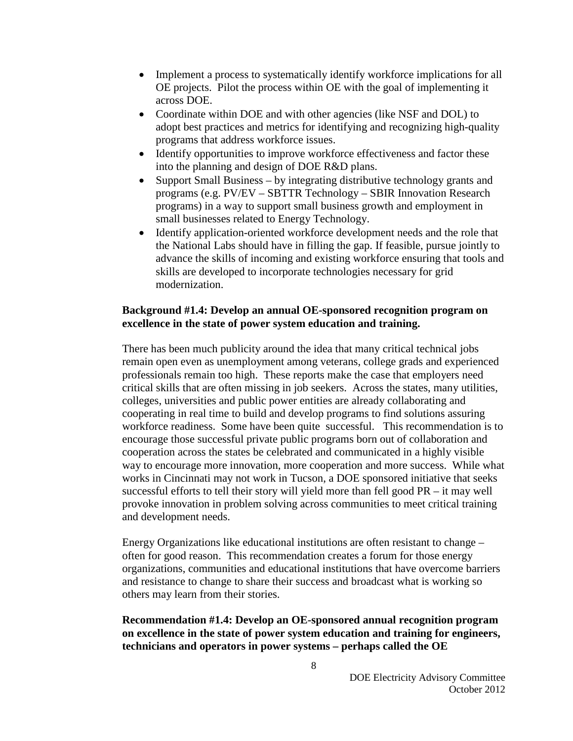- Implement a process to systematically identify workforce implications for all OE projects. Pilot the process within OE with the goal of implementing it across DOE.
- Coordinate within DOE and with other agencies (like NSF and DOL) to adopt best practices and metrics for identifying and recognizing high-quality programs that address workforce issues.
- Identify opportunities to improve workforce effectiveness and factor these into the planning and design of DOE R&D plans.
- Support Small Business – by integrating distributive technology grants and programs (e.g. PV/EV – SBTTR Technology – SBIR Innovation Research programs) in a way to support small business growth and employment in small businesses related to Energy Technology.
- Identify application-oriented workforce development needs and the role that the National Labs should have in filling the gap. If feasible, pursue jointly to advance the skills of incoming and existing workforce ensuring that tools and skills are developed to incorporate technologies necessary for grid modernization.

**Background #1.4: Develop an annual OE-sponsored recognition program on excellence in the state of power system education and training.**

There has been much publicity around the idea that many critical technical jobs remain open even as unemployment among veterans, college grads and experienced professionals remain too high. These reports make the case that employers need critical skills that are often missing in job seekers. Across the states, many utilities, colleges, universities and public power entities are already collaborating and cooperating in real time to build and develop programs to find solutions assuring workforce readiness. Some have been quite successful. This recommendation is to encourage those successful private public programs born out of collaboration and cooperation across the states be celebrated and communicated in a highly visible way to encourage more innovation, more cooperation and more success. While what works in Cincinnati may not work in Tucson, a DOE sponsored initiative that seeks successful efforts to tell their story will yield more than fell good PR – it may well provoke innovation in problem solving across communities to meet critical training and development needs.

Energy Organizations like educational institutions are often resistant to change – often for good reason. This recommendation creates a forum for those energy organizations, communities and educational institutions that have overcome barriers and resistance to change to share their success and broadcast what is working so others may learn from their stories.

**Recommendation #1.4: Develop an OE-sponsored annual recognition program on excellence in the state of power system education and training for engineers, technicians and operators in power systems – perhaps called the OE**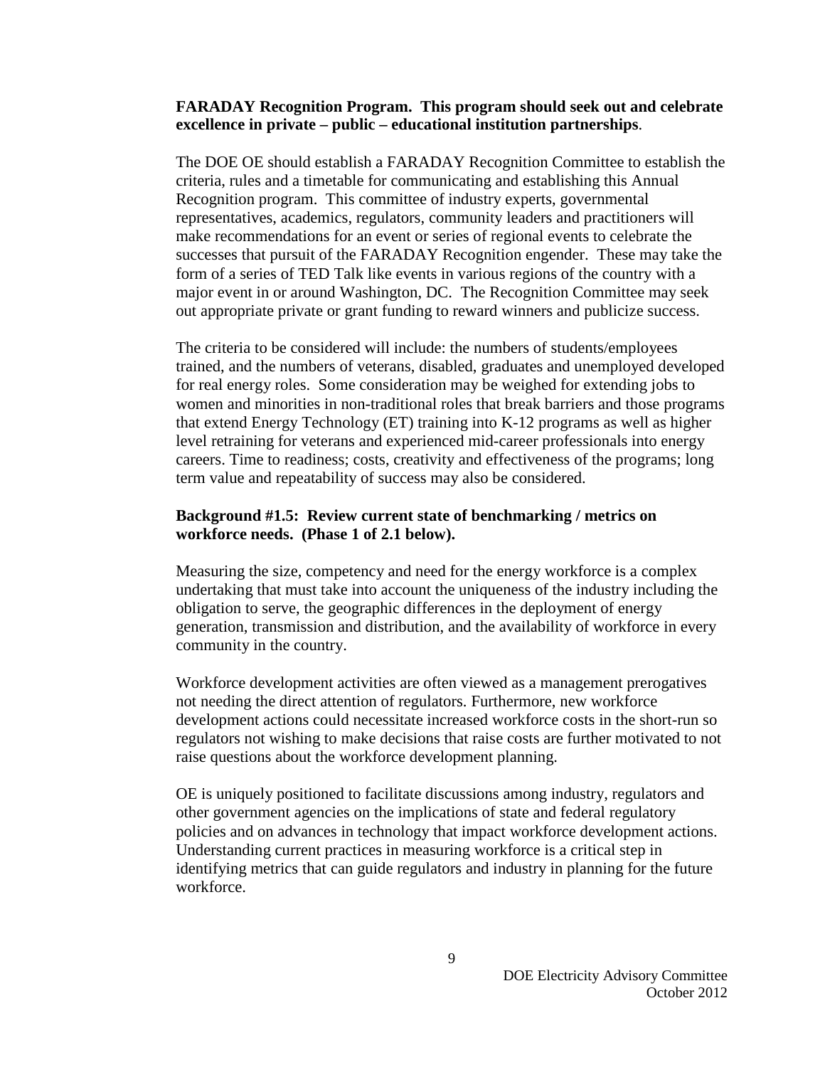**FARADAY Recognition Program. This program should seek out and celebrate excellence in private – public – educational institution partnerships**.

The DOE OE should establish a FARADAY Recognition Committee to establish the criteria, rules and a timetable for communicating and establishing this Annual Recognition program. This committee of industry experts, governmental representatives, academics, regulators, community leaders and practitioners will make recommendations for an event or series of regional events to celebrate the successes that pursuit of the FARADAY Recognition engender. These may take the form of a series of TED Talk like events in various regions of the country with a major event in or around Washington, DC. The Recognition Committee may seek out appropriate private or grant funding to reward winners and publicize success.

The criteria to be considered will include: the numbers of students/employees trained, and the numbers of veterans, disabled, graduates and unemployed developed for real energy roles. Some consideration may be weighed for extending jobs to women and minorities in non-traditional roles that break barriers and those programs that extend Energy Technology (ET) training into K-12 programs as well as higher level retraining for veterans and experienced mid-career professionals into energy careers. Time to readiness; costs, creativity and effectiveness of the programs; long term value and repeatability of success may also be considered.

**Background #1.5: Review current state of benchmarking / metrics on workforce needs. (Phase 1 of 2.1 below).**

Measuring the size, competency and need for the energy workforce is a complex undertaking that must take into account the uniqueness of the industry including the obligation to serve, the geographic differences in the deployment of energy generation, transmission and distribution, and the availability of workforce in every community in the country.

Workforce development activities are often viewed as a management prerogatives not needing the direct attention of regulators. Furthermore, new workforce development actions could necessitate increased workforce costs in the short-run so regulators not wishing to make decisions that raise costs are further motivated to not raise questions about the workforce development planning.

OE is uniquely positioned to facilitate discussions among industry, regulators and other government agencies on the implications of state and federal regulatory policies and on advances in technology that impact workforce development actions. Understanding current practices in measuring workforce is a critical step in identifying metrics that can guide regulators and industry in planning for the future workforce.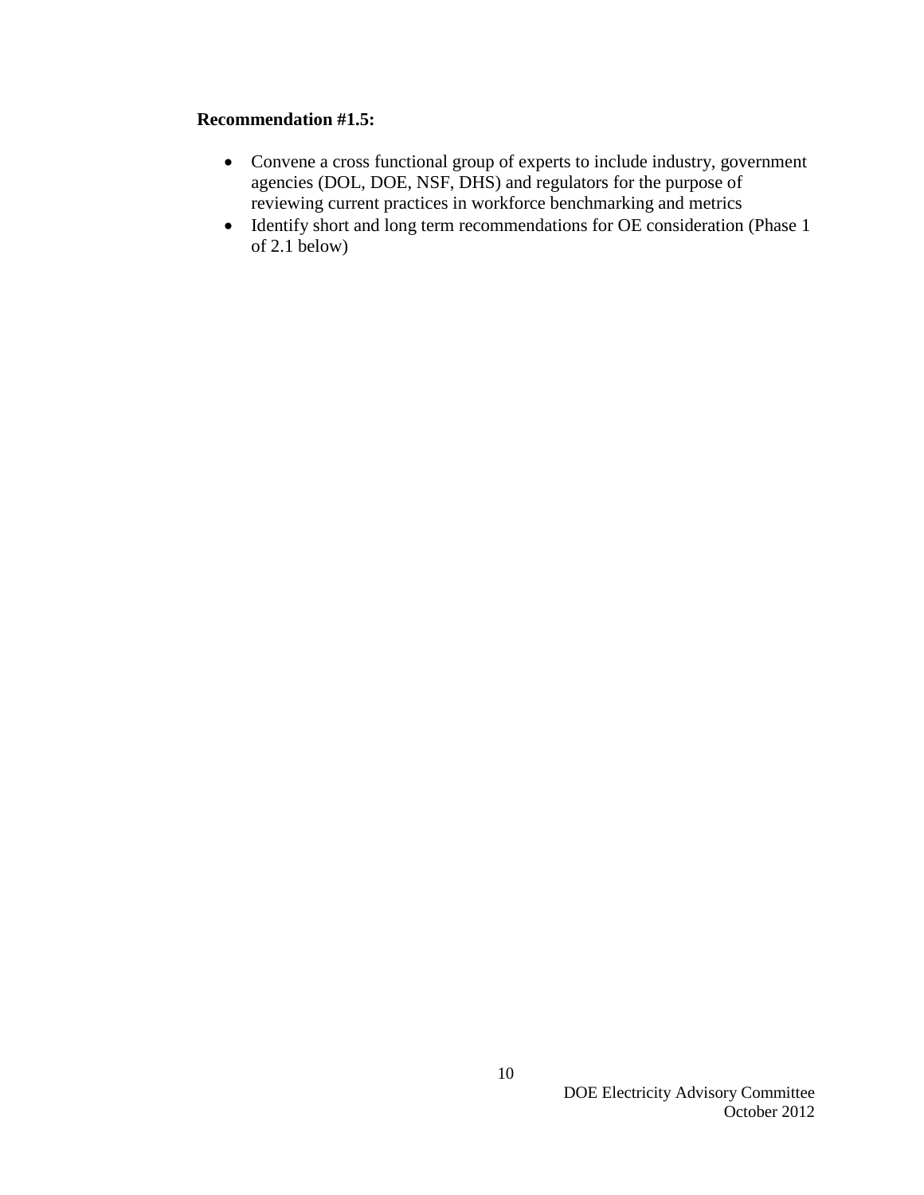**Recommendation #1.5:**

- Convene a cross functional group of experts to include industry, government agencies (DOL, DOE, NSF, DHS) and regulators for the purpose of reviewing current practices in workforce benchmarking and metrics
- Identify short and long term recommendations for OE consideration (Phase 1 of 2.1 below)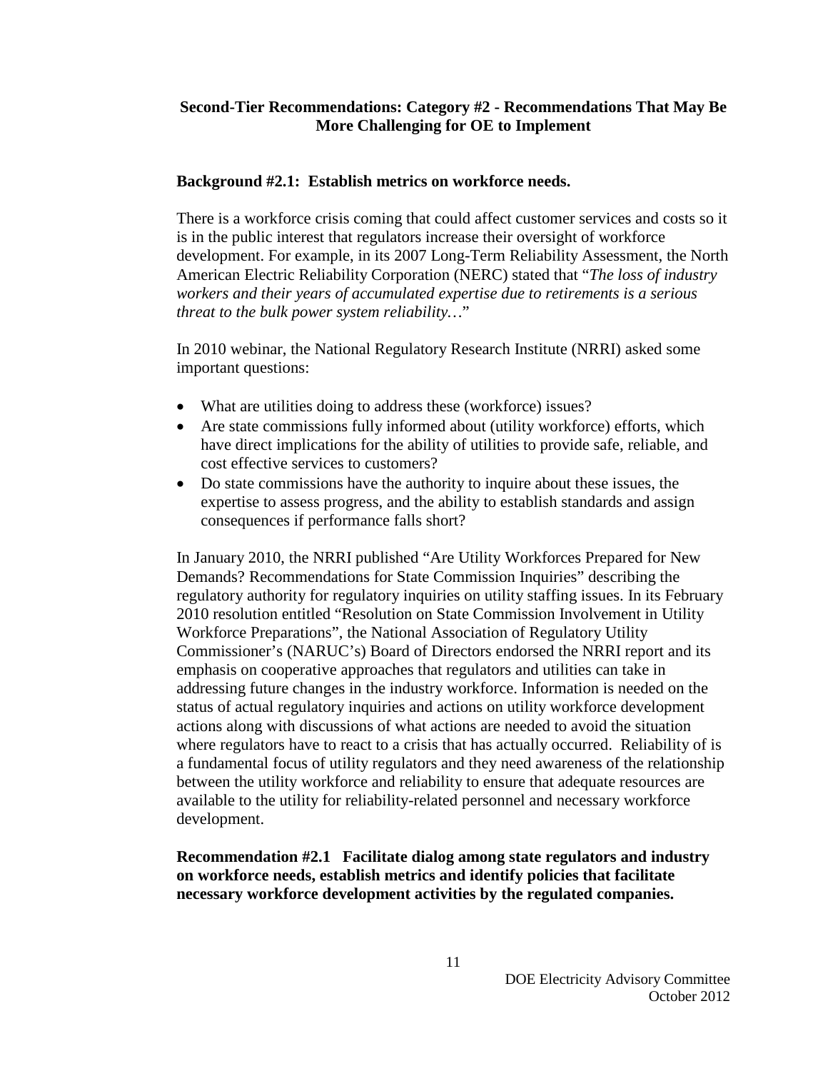**Second-Tier Recommendations: Category #2 - Recommendations That May Be More Challenging for OE to Implement**

**Background #2.1: Establish metrics on workforce needs.**

There is a workforce crisis coming that could affect customer services and costs so it is in the public interest that regulators increase their oversight of workforce development. For example, in its 2007 Long-Term Reliability Assessment, the North American Electric Reliability Corporation (NERC) stated that "*The loss of industry workers and their years of accumulated expertise due to retirements is a serious threat to the bulk power system reliability…*"

In 2010 webinar, the National Regulatory Research Institute (NRRI) asked some important questions:

- What are utilities doing to address these (workforce) issues?
- Are state commissions fully informed about (utility workforce) efforts, which have direct implications for the ability of utilities to provide safe, reliable, and cost effective services to customers?
- Do state commissions have the authority to inquire about these issues, the expertise to assess progress, and the ability to establish standards and assign consequences if performance falls short?

In January 2010, the NRRI published "Are Utility Workforces Prepared for New Demands? Recommendations for State Commission Inquiries" describing the regulatory authority for regulatory inquiries on utility staffing issues. In its February 2010 resolution entitled "Resolution on State Commission Involvement in Utility Workforce Preparations", the National Association of Regulatory Utility Commissioner's (NARUC's) Board of Directors endorsed the NRRI report and its emphasis on cooperative approaches that regulators and utilities can take in addressing future changes in the industry workforce. Information is needed on the status of actual regulatory inquiries and actions on utility workforce development actions along with discussions of what actions are needed to avoid the situation where regulators have to react to a crisis that has actually occurred. Reliability of is a fundamental focus of utility regulators and they need awareness of the relationship between the utility workforce and reliability to ensure that adequate resources are available to the utility for reliability-related personnel and necessary workforce development.

**Recommendation #2.1 Facilitate dialog among state regulators and industry on workforce needs, establish metrics and identify policies that facilitate necessary workforce development activities by the regulated companies.**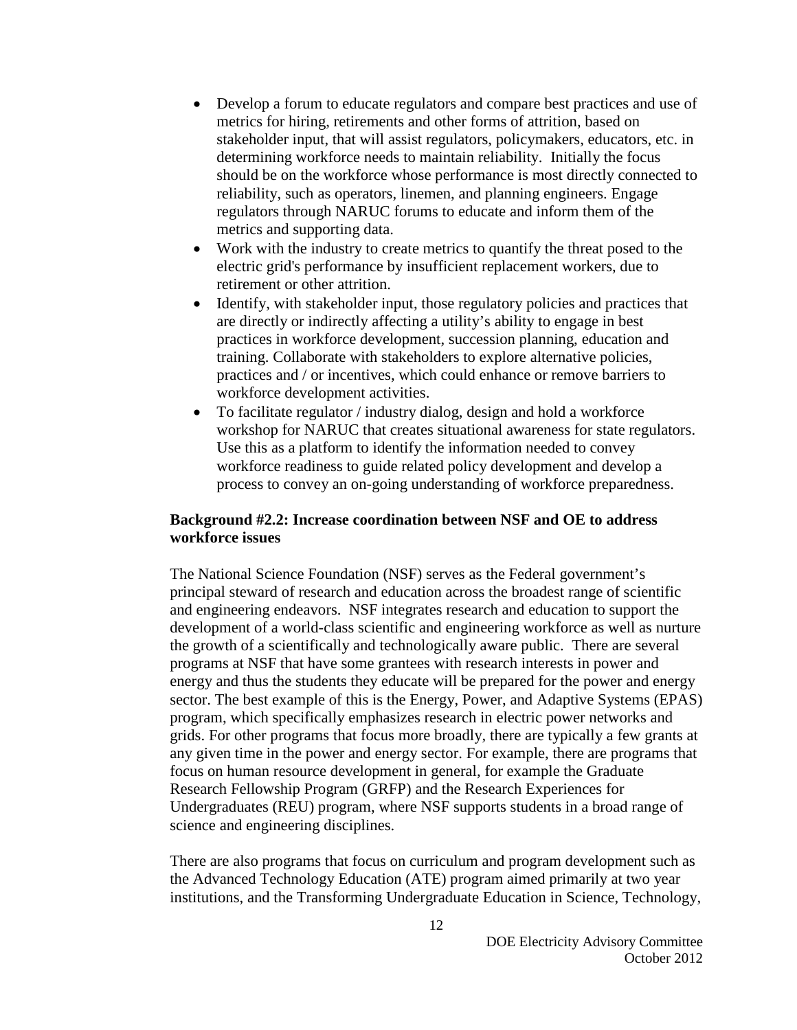- Develop a forum to educate regulators and compare best practices and use of metrics for hiring, retirements and other forms of attrition, based on stakeholder input, that will assist regulators, policymakers, educators, etc. in determining workforce needs to maintain reliability. Initially the focus should be on the workforce whose performance is most directly connected to reliability, such as operators, linemen, and planning engineers. Engage regulators through NARUC forums to educate and inform them of the metrics and supporting data.
- Work with the industry to create metrics to quantify the threat posed to the electric grid's performance by insufficient replacement workers, due to retirement or other attrition.
- Identify, with stakeholder input, those regulatory policies and practices that are directly or indirectly affecting a utility's ability to engage in best practices in workforce development, succession planning, education and training. Collaborate with stakeholders to explore alternative policies, practices and / or incentives, which could enhance or remove barriers to workforce development activities.
- To facilitate regulator / industry dialog, design and hold a workforce workshop for NARUC that creates situational awareness for state regulators. Use this as a platform to identify the information needed to convey workforce readiness to guide related policy development and develop a process to convey an on-going understanding of workforce preparedness.

**Background #2.2: Increase coordination between NSF and OE to address workforce issues**

The National Science Foundation (NSF) serves as the Federal government's principal steward of research and education across the broadest range of scientific and engineering endeavors. NSF integrates research and education to support the development of a world-class scientific and engineering workforce as well as nurture the growth of a scientifically and technologically aware public. There are several programs at NSF that have some grantees with research interests in power and energy and thus the students they educate will be prepared for the power and energy sector. The best example of this is the Energy, Power, and Adaptive Systems (EPAS) program, which specifically emphasizes research in electric power networks and grids. For other programs that focus more broadly, there are typically a few grants at any given time in the power and energy sector. For example, there are programs that focus on human resource development in general, for example the Graduate Research Fellowship Program (GRFP) and the Research Experiences for Undergraduates (REU) program, where NSF supports students in a broad range of science and engineering disciplines.

There are also programs that focus on curriculum and program development such as the Advanced Technology Education (ATE) program aimed primarily at two year institutions, and the Transforming Undergraduate Education in Science, Technology,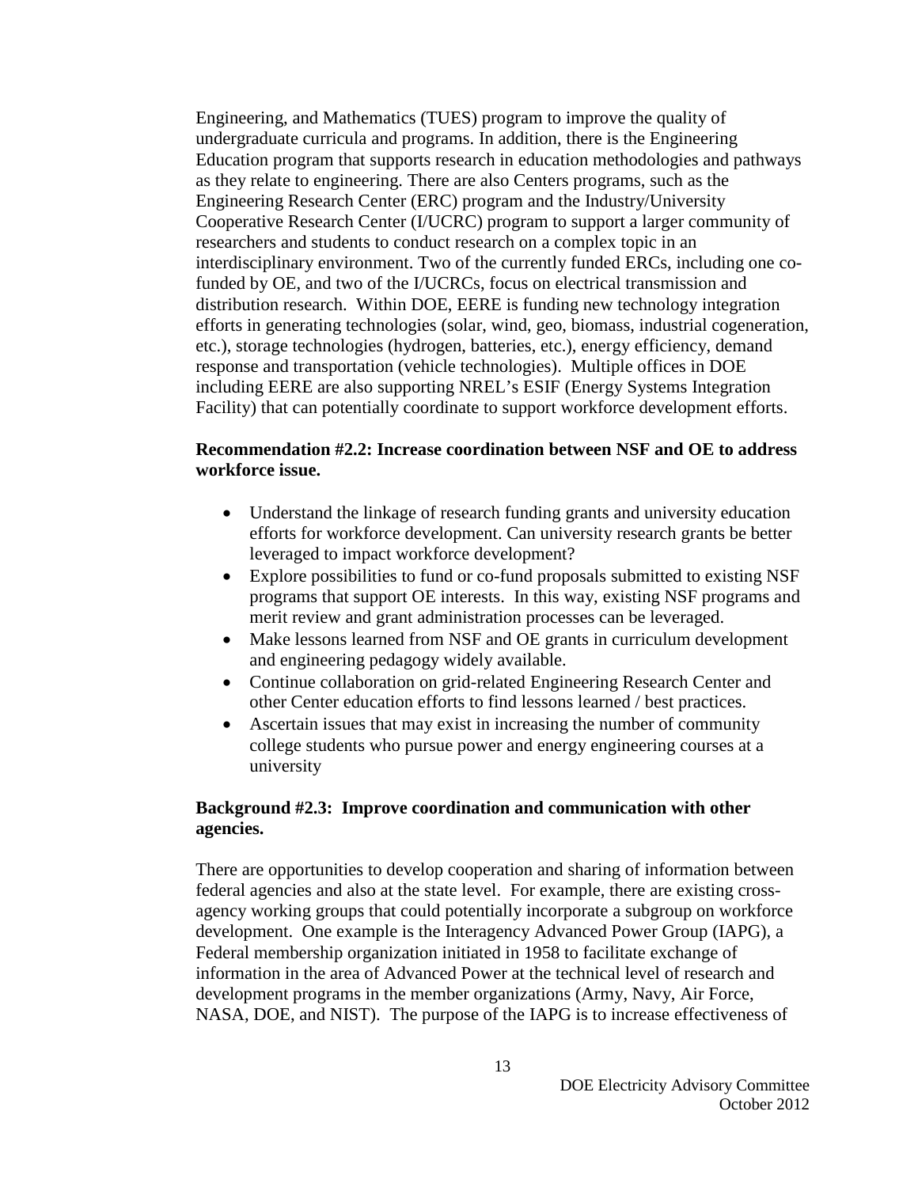Engineering, and Mathematics (TUES) program to improve the quality of undergraduate curricula and programs. In addition, there is the Engineering Education program that supports research in education methodologies and pathways as they relate to engineering. There are also Centers programs, such as the Engineering Research Center (ERC) program and the Industry/University Cooperative Research Center (I/UCRC) program to support a larger community of researchers and students to conduct research on a complex topic in an interdisciplinary environment. Two of the currently funded ERCs, including one co-funded by OE, and two of the I/UCRCs, focus on electrical transmission and distribution research. Within DOE, EERE is funding new technology integration efforts in generating technologies (solar, wind, geo, biomass, industrial cogeneration, etc.), storage technologies (hydrogen, batteries, etc.), energy efficiency, demand response and transportation (vehicle technologies). Multiple offices in DOE including EERE are also supporting NREL's ESIF (Energy Systems Integration Facility) that can potentially coordinate to support workforce development efforts.

**Recommendation #2.2: Increase coordination between NSF and OE to address workforce issue.**

- Understand the linkage of research funding grants and university education efforts for workforce development. Can university research grants be better leveraged to impact workforce development?
- Explore possibilities to fund or co-fund proposals submitted to existing NSF programs that support OE interests. In this way, existing NSF programs and merit review and grant administration processes can be leveraged.
- Make lessons learned from NSF and OE grants in curriculum development and engineering pedagogy widely available.
- Continue collaboration on grid-related Engineering Research Center and other Center education efforts to find lessons learned / best practices.
- Ascertain issues that may exist in increasing the number of community college students who pursue power and energy engineering courses at a university

**Background #2.3: Improve coordination and communication with other agencies.**

There are opportunities to develop cooperation and sharing of information between federal agencies and also at the state level. For example, there are existing cross-agency working groups that could potentially incorporate a subgroup on workforce development. One example is the Interagency Advanced Power Group (IAPG), a Federal membership organization initiated in 1958 to facilitate exchange of information in the area of Advanced Power at the technical level of research and development programs in the member organizations (Army, Navy, Air Force, NASA, DOE, and NIST). The purpose of the IAPG is to increase effectiveness of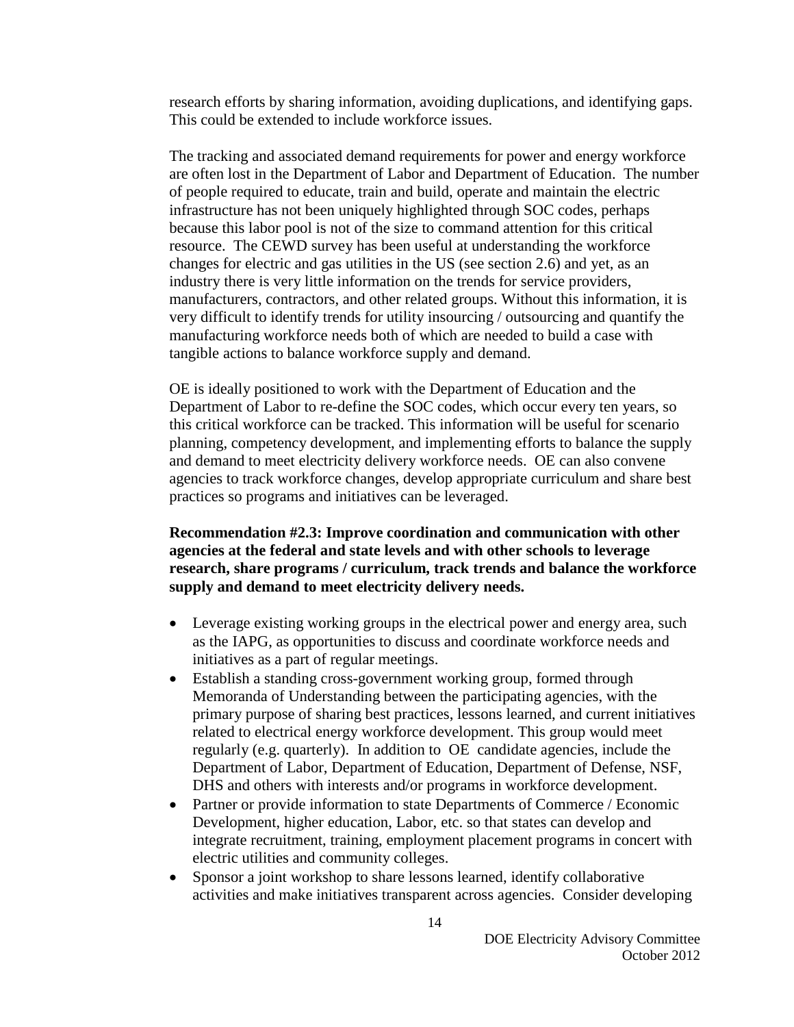research efforts by sharing information, avoiding duplications, and identifying gaps. This could be extended to include workforce issues.

The tracking and associated demand requirements for power and energy workforce are often lost in the Department of Labor and Department of Education. The number of people required to educate, train and build, operate and maintain the electric infrastructure has not been uniquely highlighted through SOC codes, perhaps because this labor pool is not of the size to command attention for this critical resource. The CEWD survey has been useful at understanding the workforce changes for electric and gas utilities in the US (see section 2.6) and yet, as an industry there is very little information on the trends for service providers, manufacturers, contractors, and other related groups. Without this information, it is very difficult to identify trends for utility insourcing / outsourcing and quantify the manufacturing workforce needs both of which are needed to build a case with tangible actions to balance workforce supply and demand.

OE is ideally positioned to work with the Department of Education and the Department of Labor to re-define the SOC codes, which occur every ten years, so this critical workforce can be tracked. This information will be useful for scenario planning, competency development, and implementing efforts to balance the supply and demand to meet electricity delivery workforce needs. OE can also convene agencies to track workforce changes, develop appropriate curriculum and share best practices so programs and initiatives can be leveraged.

**Recommendation #2.3: Improve coordination and communication with other agencies at the federal and state levels and with other schools to leverage research, share programs / curriculum, track trends and balance the workforce supply and demand to meet electricity delivery needs.**

- Leverage existing working groups in the electrical power and energy area, such as the IAPG, as opportunities to discuss and coordinate workforce needs and initiatives as a part of regular meetings.
- Establish a standing cross-government working group, formed through Memoranda of Understanding between the participating agencies, with the primary purpose of sharing best practices, lessons learned, and current initiatives related to electrical energy workforce development. This group would meet regularly (e.g. quarterly). In addition to OE candidate agencies, include the Department of Labor, Department of Education, Department of Defense, NSF, DHS and others with interests and/or programs in workforce development.
- Partner or provide information to state Departments of Commerce / Economic Development, higher education, Labor, etc. so that states can develop and integrate recruitment, training, employment placement programs in concert with electric utilities and community colleges.
- Sponsor a joint workshop to share lessons learned, identify collaborative activities and make initiatives transparent across agencies. Consider developing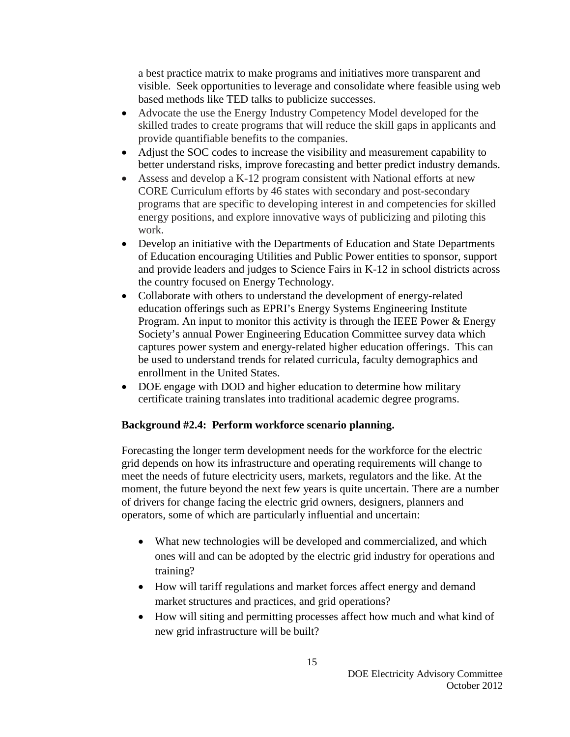a best practice matrix to make programs and initiatives more transparent and visible. Seek opportunities to leverage and consolidate where feasible using web based methods like TED talks to publicize successes.

- Advocate the use the Energy Industry Competency Model developed for the skilled trades to create programs that will reduce the skill gaps in applicants and provide quantifiable benefits to the companies.
- Adjust the SOC codes to increase the visibility and measurement capability to better understand risks, improve forecasting and better predict industry demands.
- Assess and develop a K-12 program consistent with National efforts at new CORE Curriculum efforts by 46 states with secondary and post-secondary programs that are specific to developing interest in and competencies for skilled energy positions, and explore innovative ways of publicizing and piloting this work.
- Develop an initiative with the Departments of Education and State Departments of Education encouraging Utilities and Public Power entities to sponsor, support and provide leaders and judges to Science Fairs in K-12 in school districts across the country focused on Energy Technology.
- Collaborate with others to understand the development of energy-related education offerings such as EPRI's Energy Systems Engineering Institute Program. An input to monitor this activity is through the IEEE Power & Energy Society's annual Power Engineering Education Committee survey data which captures power system and energy-related higher education offerings. This can be used to understand trends for related curricula, faculty demographics and enrollment in the United States.
- DOE engage with DOD and higher education to determine how military certificate training translates into traditional academic degree programs.

**Background #2.4: Perform workforce scenario planning.**

Forecasting the longer term development needs for the workforce for the electric grid depends on how its infrastructure and operating requirements will change to meet the needs of future electricity users, markets, regulators and the like. At the moment, the future beyond the next few years is quite uncertain. There are a number of drivers for change facing the electric grid owners, designers, planners and operators, some of which are particularly influential and uncertain:

- What new technologies will be developed and commercialized, and which ones will and can be adopted by the electric grid industry for operations and training?
- How will tariff regulations and market forces affect energy and demand market structures and practices, and grid operations?
- How will siting and permitting processes affect how much and what kind of new grid infrastructure will be built?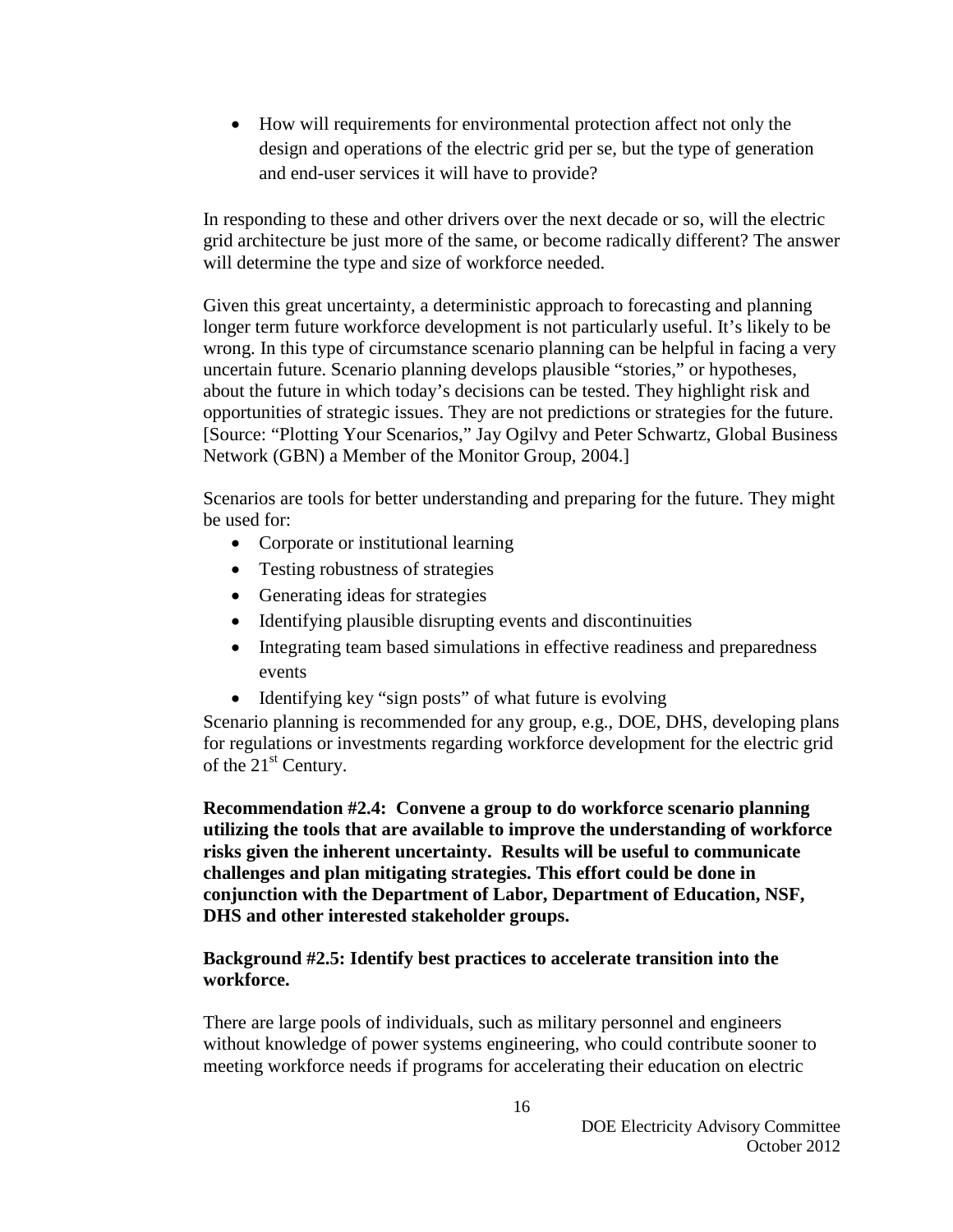- How will requirements for environmental protection affect not only the design and operations of the electric grid per se, but the type of generation and end-user services it will have to provide?

In responding to these and other drivers over the next decade or so, will the electric grid architecture be just more of the same, or become radically different? The answer will determine the type and size of workforce needed.

Given this great uncertainty, a deterministic approach to forecasting and planning longer term future workforce development is not particularly useful. It's likely to be wrong. In this type of circumstance scenario planning can be helpful in facing a very uncertain future. Scenario planning develops plausible "stories," or hypotheses, about the future in which today's decisions can be tested. They highlight risk and opportunities of strategic issues. They are not predictions or strategies for the future. [Source: "Plotting Your Scenarios," Jay Ogilvy and Peter Schwartz, Global Business Network (GBN) a Member of the Monitor Group, 2004.]

Scenarios are tools for better understanding and preparing for the future. They might be used for:

- Corporate or institutional learning
- Testing robustness of strategies
- Generating ideas for strategies
- Identifying plausible disrupting events and discontinuities
- Integrating team based simulations in effective readiness and preparedness events
- Identifying key "sign posts" of what future is evolving

Scenario planning is recommended for any group, e.g., DOE, DHS, developing plans for regulations or investments regarding workforce development for the electric grid of the 21st Century.

**Recommendation #2.4: Convene a group to do workforce scenario planning utilizing the tools that are available to improve the understanding of workforce risks given the inherent uncertainty. Results will be useful to communicate challenges and plan mitigating strategies. This effort could be done in conjunction with the Department of Labor, Department of Education, NSF, DHS and other interested stakeholder groups.**

**Background #2.5: Identify best practices to accelerate transition into the workforce.**

There are large pools of individuals, such as military personnel and engineers without knowledge of power systems engineering, who could contribute sooner to meeting workforce needs if programs for accelerating their education on electric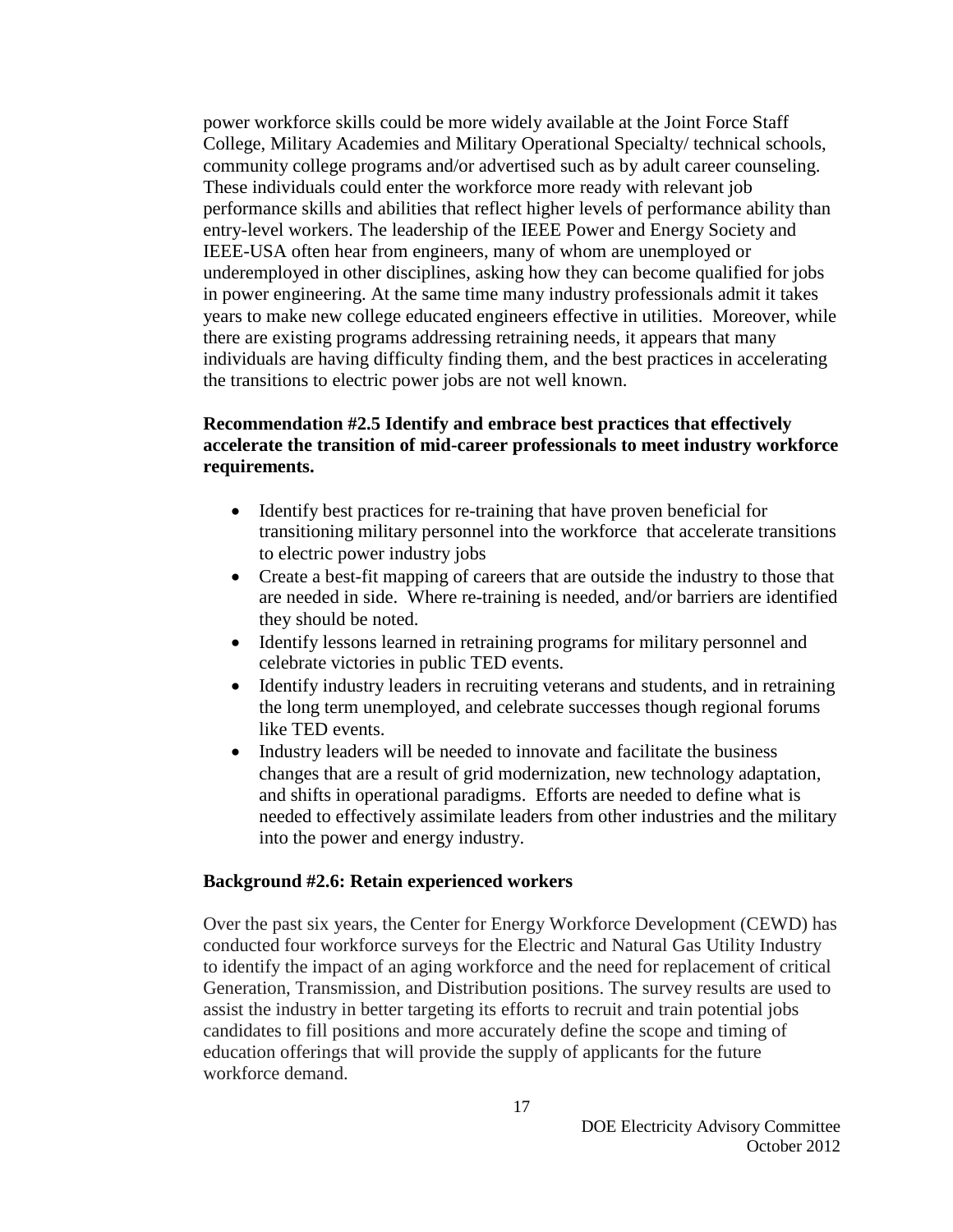power workforce skills could be more widely available at the Joint Force Staff College, Military Academies and Military Operational Specialty/ technical schools, community college programs and/or advertised such as by adult career counseling. These individuals could enter the workforce more ready with relevant job performance skills and abilities that reflect higher levels of performance ability than entry-level workers. The leadership of the IEEE Power and Energy Society and IEEE-USA often hear from engineers, many of whom are unemployed or underemployed in other disciplines, asking how they can become qualified for jobs in power engineering. At the same time many industry professionals admit it takes years to make new college educated engineers effective in utilities. Moreover, while there are existing programs addressing retraining needs, it appears that many individuals are having difficulty finding them, and the best practices in accelerating the transitions to electric power jobs are not well known.

**Recommendation #2.5 Identify and embrace best practices that effectively accelerate the transition of mid-career professionals to meet industry workforce requirements.**

- Identify best practices for re-training that have proven beneficial for transitioning military personnel into the workforce that accelerate transitions to electric power industry jobs
- Create a best-fit mapping of careers that are outside the industry to those that are needed in side. Where re-training is needed, and/or barriers are identified they should be noted.
- Identify lessons learned in retraining programs for military personnel and celebrate victories in public TED events.
- Identify industry leaders in recruiting veterans and students, and in retraining the long term unemployed, and celebrate successes though regional forums like TED events.
- Industry leaders will be needed to innovate and facilitate the business changes that are a result of grid modernization, new technology adaptation, and shifts in operational paradigms. Efforts are needed to define what is needed to effectively assimilate leaders from other industries and the military into the power and energy industry.

**Background #2.6: Retain experienced workers**

Over the past six years, the Center for Energy Workforce Development (CEWD) has conducted four workforce surveys for the Electric and Natural Gas Utility Industry to identify the impact of an aging workforce and the need for replacement of critical Generation, Transmission, and Distribution positions. The survey results are used to assist the industry in better targeting its efforts to recruit and train potential jobs candidates to fill positions and more accurately define the scope and timing of education offerings that will provide the supply of applicants for the future workforce demand.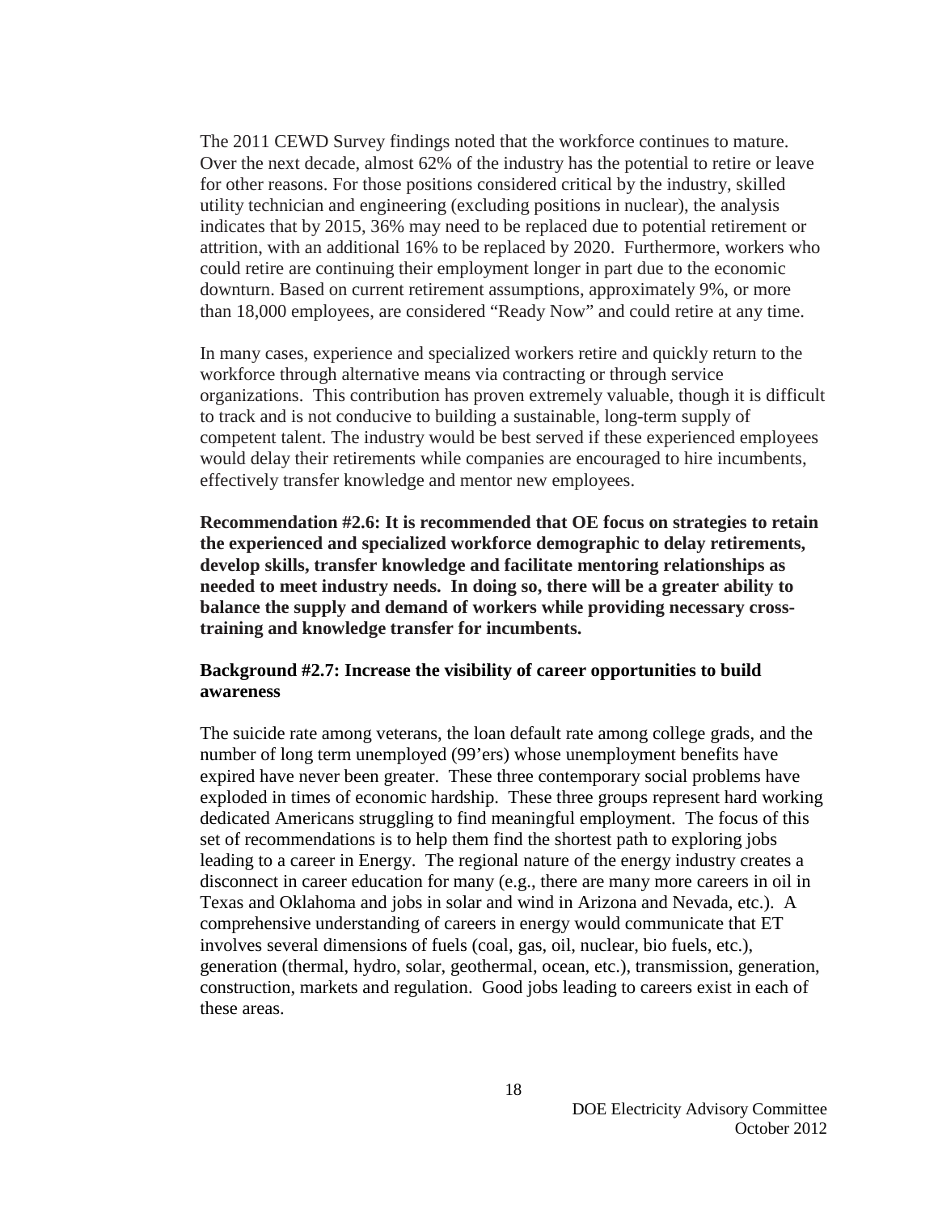The 2011 CEWD Survey findings noted that the workforce continues to mature. Over the next decade, almost 62% of the industry has the potential to retire or leave for other reasons. For those positions considered critical by the industry, skilled utility technician and engineering (excluding positions in nuclear), the analysis indicates that by 2015, 36% may need to be replaced due to potential retirement or attrition, with an additional 16% to be replaced by 2020. Furthermore, workers who could retire are continuing their employment longer in part due to the economic downturn. Based on current retirement assumptions, approximately 9%, or more than 18,000 employees, are considered "Ready Now" and could retire at any time.

In many cases, experience and specialized workers retire and quickly return to the workforce through alternative means via contracting or through service organizations. This contribution has proven extremely valuable, though it is difficult to track and is not conducive to building a sustainable, long-term supply of competent talent. The industry would be best served if these experienced employees would delay their retirements while companies are encouraged to hire incumbents, effectively transfer knowledge and mentor new employees.

**Recommendation #2.6: It is recommended that OE focus on strategies to retain the experienced and specialized workforce demographic to delay retirements, develop skills, transfer knowledge and facilitate mentoring relationships as needed to meet industry needs. In doing so, there will be a greater ability to balance the supply and demand of workers while providing necessary cross-training and knowledge transfer for incumbents.**

### Background #2.7: Increase the visibility of career opportunities to build awareness

The suicide rate among veterans, the loan default rate among college grads, and the number of long term unemployed (99'ers) whose unemployment benefits have expired have never been greater. These three contemporary social problems have exploded in times of economic hardship. These three groups represent hard working dedicated Americans struggling to find meaningful employment. The focus of this set of recommendations is to help them find the shortest path to exploring jobs leading to a career in Energy. The regional nature of the energy industry creates a disconnect in career education for many (e.g., there are many more careers in oil in Texas and Oklahoma and jobs in solar and wind in Arizona and Nevada, etc.). A comprehensive understanding of careers in energy would communicate that ET involves several dimensions of fuels (coal, gas, oil, nuclear, bio fuels, etc.), generation (thermal, hydro, solar, geothermal, ocean, etc.), transmission, generation, construction, markets and regulation. Good jobs leading to careers exist in each of these areas.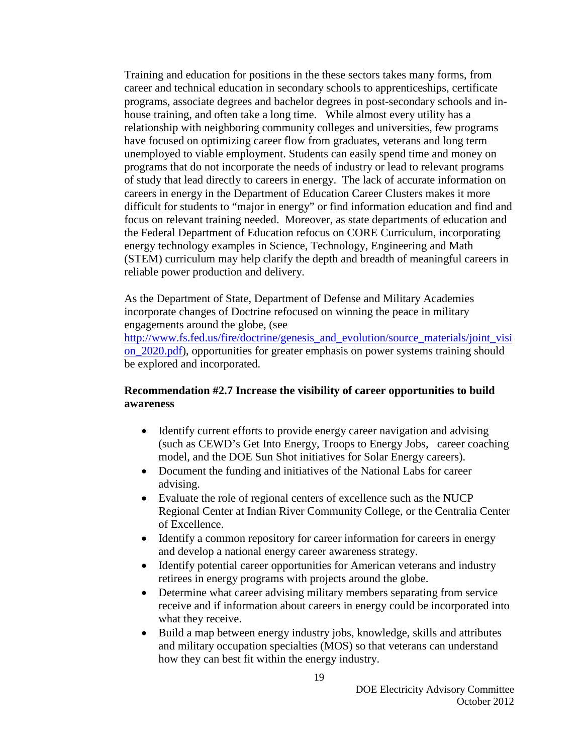Training and education for positions in the these sectors takes many forms, from career and technical education in secondary schools to apprenticeships, certificate programs, associate degrees and bachelor degrees in post-secondary schools and in-house training, and often take a long time. While almost every utility has a relationship with neighboring community colleges and universities, few programs have focused on optimizing career flow from graduates, veterans and long term unemployed to viable employment. Students can easily spend time and money on programs that do not incorporate the needs of industry or lead to relevant programs of study that lead directly to careers in energy. The lack of accurate information on careers in energy in the Department of Education Career Clusters makes it more difficult for students to "major in energy" or find information education and find and focus on relevant training needed. Moreover, as state departments of education and the Federal Department of Education refocus on CORE Curriculum, incorporating energy technology examples in Science, Technology, Engineering and Math (STEM) curriculum may help clarify the depth and breadth of meaningful careers in reliable power production and delivery.

As the Department of State, Department of Defense and Military Academies incorporate changes of Doctrine refocused on winning the peace in military engagements around the globe, (see http://www.fs.fed.us/fire/doctrine/genesis_and_evolution/source_materials/joint_vision_2020.pdf), opportunities for greater emphasis on power systems training should be explored and incorporated.

**Recommendation #2.7 Increase the visibility of career opportunities to build awareness**

- Identify current efforts to provide energy career navigation and advising (such as CEWD's Get Into Energy, Troops to Energy Jobs, career coaching model, and the DOE Sun Shot initiatives for Solar Energy careers).
- Document the funding and initiatives of the National Labs for career advising.
- Evaluate the role of regional centers of excellence such as the NUCP Regional Center at Indian River Community College, or the Centralia Center of Excellence.
- Identify a common repository for career information for careers in energy and develop a national energy career awareness strategy.
- Identify potential career opportunities for American veterans and industry retirees in energy programs with projects around the globe.
- Determine what career advising military members separating from service receive and if information about careers in energy could be incorporated into what they receive.
- Build a map between energy industry jobs, knowledge, skills and attributes and military occupation specialties (MOS) so that veterans can understand how they can best fit within the energy industry.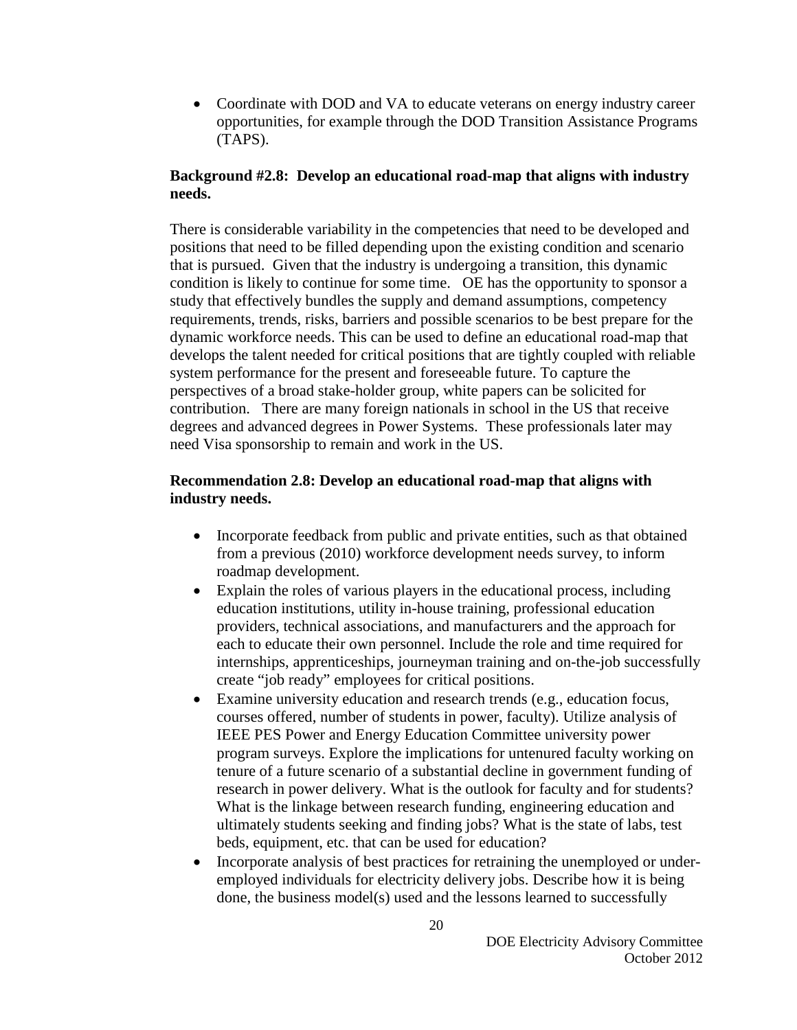- Coordinate with DOD and VA to educate veterans on energy industry career opportunities, for example through the DOD Transition Assistance Programs (TAPS).

**Background #2.8: Develop an educational road-map that aligns with industry needs.**

There is considerable variability in the competencies that need to be developed and positions that need to be filled depending upon the existing condition and scenario that is pursued. Given that the industry is undergoing a transition, this dynamic condition is likely to continue for some time. OE has the opportunity to sponsor a study that effectively bundles the supply and demand assumptions, competency requirements, trends, risks, barriers and possible scenarios to be best prepare for the dynamic workforce needs. This can be used to define an educational road-map that develops the talent needed for critical positions that are tightly coupled with reliable system performance for the present and foreseeable future. To capture the perspectives of a broad stake-holder group, white papers can be solicited for contribution. There are many foreign nationals in school in the US that receive degrees and advanced degrees in Power Systems. These professionals later may need Visa sponsorship to remain and work in the US.

**Recommendation 2.8: Develop an educational road-map that aligns with industry needs.**

- Incorporate feedback from public and private entities, such as that obtained from a previous (2010) workforce development needs survey, to inform roadmap development.
- Explain the roles of various players in the educational process, including education institutions, utility in-house training, professional education providers, technical associations, and manufacturers and the approach for each to educate their own personnel. Include the role and time required for internships, apprenticeships, journeyman training and on-the-job successfully create "job ready" employees for critical positions.
- Examine university education and research trends (e.g., education focus, courses offered, number of students in power, faculty). Utilize analysis of IEEE PES Power and Energy Education Committee university power program surveys. Explore the implications for untenured faculty working on tenure of a future scenario of a substantial decline in government funding of research in power delivery. What is the outlook for faculty and for students? What is the linkage between research funding, engineering education and ultimately students seeking and finding jobs? What is the state of labs, test beds, equipment, etc. that can be used for education?
- Incorporate analysis of best practices for retraining the unemployed or under-employed individuals for electricity delivery jobs. Describe how it is being done, the business model(s) used and the lessons learned to successfully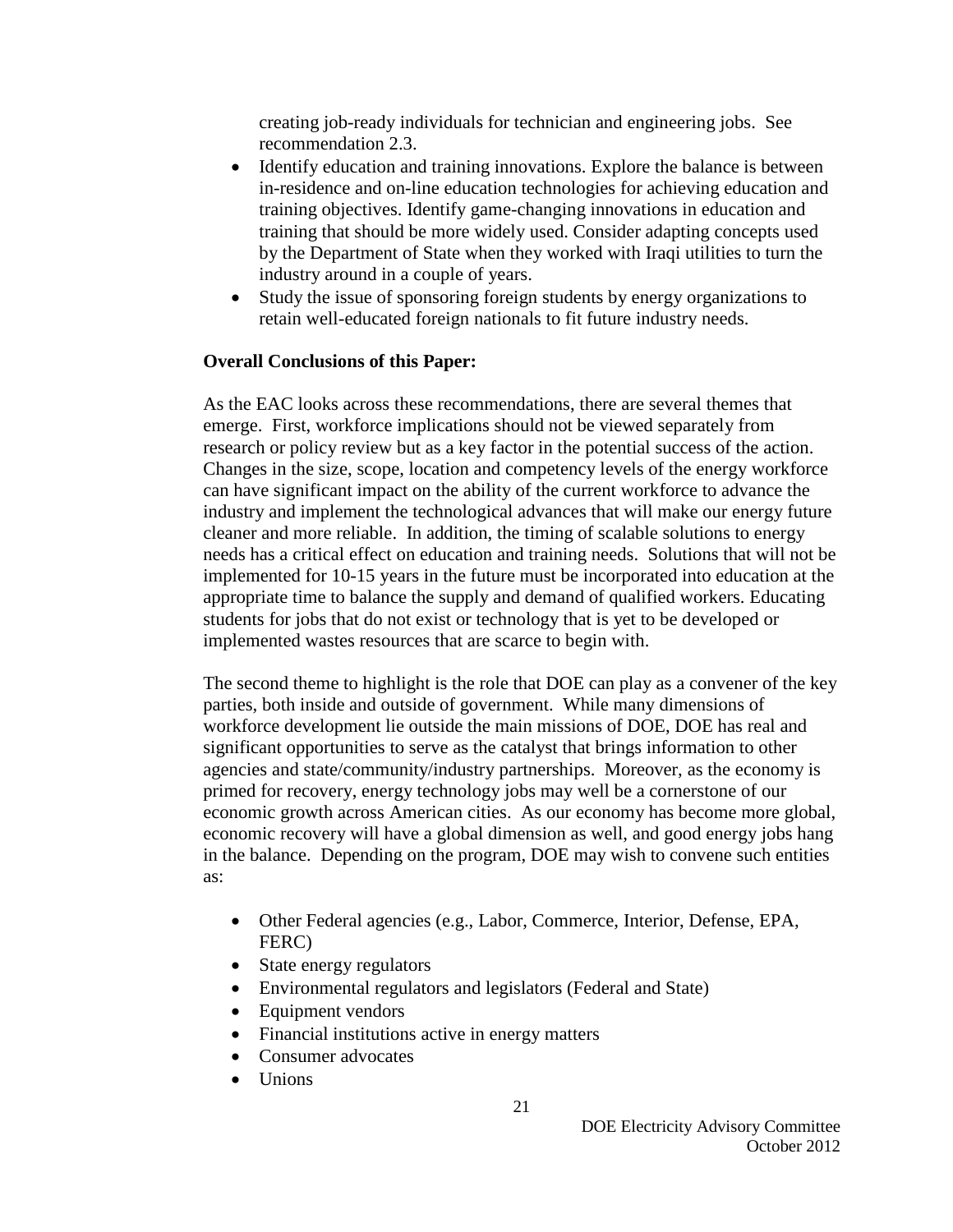creating job-ready individuals for technician and engineering jobs. See recommendation 2.3.

- Identify education and training innovations. Explore the balance is between in-residence and on-line education technologies for achieving education and training objectives. Identify game-changing innovations in education and training that should be more widely used. Consider adapting concepts used by the Department of State when they worked with Iraqi utilities to turn the industry around in a couple of years.
- Study the issue of sponsoring foreign students by energy organizations to retain well-educated foreign nationals to fit future industry needs.

**Overall Conclusions of this Paper:**

As the EAC looks across these recommendations, there are several themes that emerge. First, workforce implications should not be viewed separately from research or policy review but as a key factor in the potential success of the action. Changes in the size, scope, location and competency levels of the energy workforce can have significant impact on the ability of the current workforce to advance the industry and implement the technological advances that will make our energy future cleaner and more reliable. In addition, the timing of scalable solutions to energy needs has a critical effect on education and training needs. Solutions that will not be implemented for 10-15 years in the future must be incorporated into education at the appropriate time to balance the supply and demand of qualified workers. Educating students for jobs that do not exist or technology that is yet to be developed or implemented wastes resources that are scarce to begin with.

The second theme to highlight is the role that DOE can play as a convener of the key parties, both inside and outside of government. While many dimensions of workforce development lie outside the main missions of DOE, DOE has real and significant opportunities to serve as the catalyst that brings information to other agencies and state/community/industry partnerships. Moreover, as the economy is primed for recovery, energy technology jobs may well be a cornerstone of our economic growth across American cities. As our economy has become more global, economic recovery will have a global dimension as well, and good energy jobs hang in the balance. Depending on the program, DOE may wish to convene such entities as:

- Other Federal agencies (e.g., Labor, Commerce, Interior, Defense, EPA, FERC)
- State energy regulators
- Environmental regulators and legislators (Federal and State)
- Equipment vendors
- Financial institutions active in energy matters
- Consumer advocates
- Unions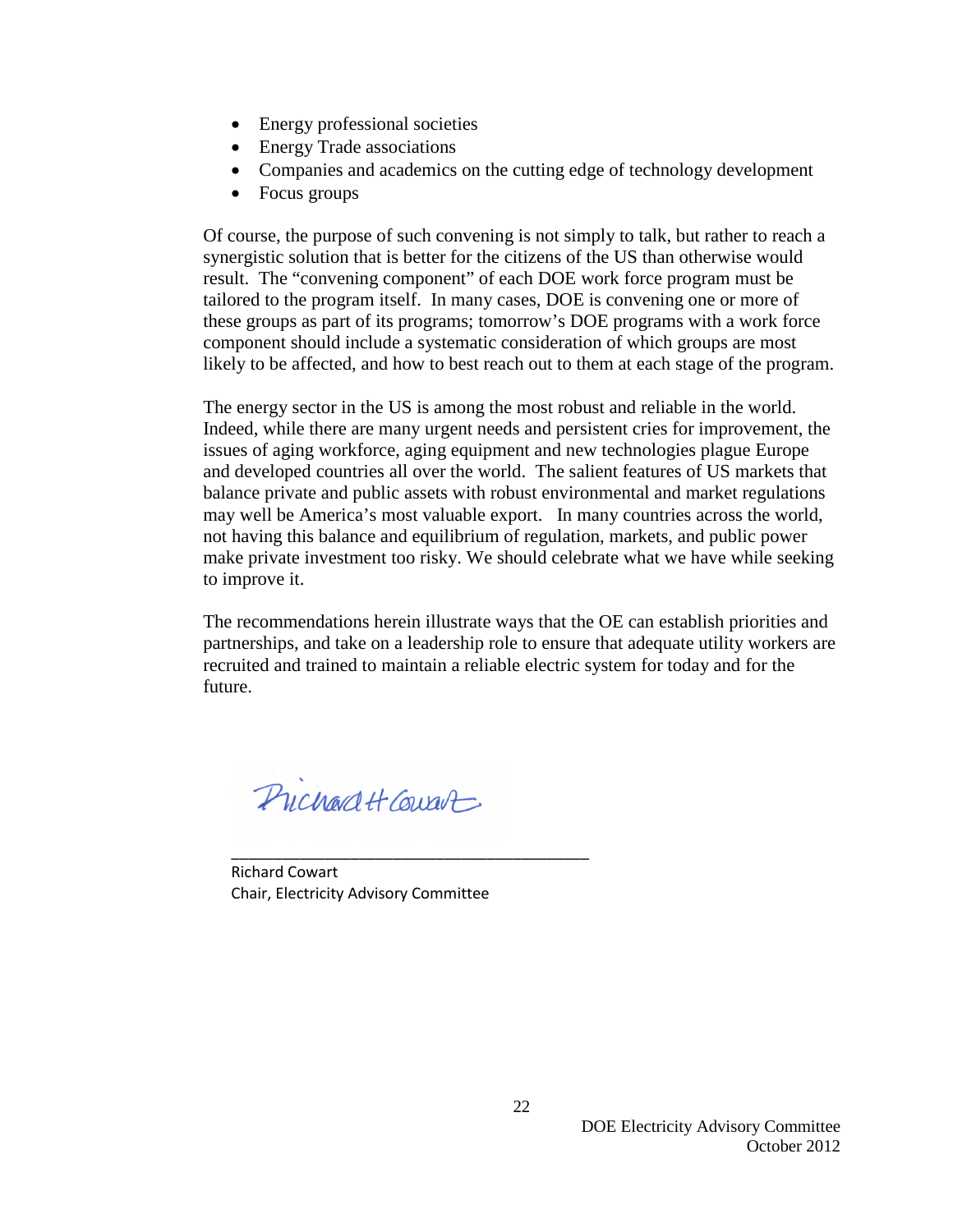- Energy professional societies
- Energy Trade associations
- Companies and academics on the cutting edge of technology development
- Focus groups

Of course, the purpose of such convening is not simply to talk, but rather to reach a synergistic solution that is better for the citizens of the US than otherwise would result. The "convening component" of each DOE work force program must be tailored to the program itself. In many cases, DOE is convening one or more of these groups as part of its programs; tomorrow's DOE programs with a work force component should include a systematic consideration of which groups are most likely to be affected, and how to best reach out to them at each stage of the program.

The energy sector in the US is among the most robust and reliable in the world. Indeed, while there are many urgent needs and persistent cries for improvement, the issues of aging workforce, aging equipment and new technologies plague Europe and developed countries all over the world. The salient features of US markets that balance private and public assets with robust environmental and market regulations may well be America's most valuable export. In many countries across the world, not having this balance and equilibrium of regulation, markets, and public power make private investment too risky. We should celebrate what we have while seeking to improve it.

The recommendations herein illustrate ways that the OE can establish priorities and partnerships, and take on a leadership role to ensure that adequate utility workers are recruited and trained to maintain a reliable electric system for today and for the future.

Richard H Cowart

\_\_\_\_\_\_\_\_\_\_\_\_\_\_\_\_\_\_\_\_\_\_\_\_\_\_\_\_\_\_\_\_\_\_\_\_\_\_\_\_

Richard Cowart
Chair, Electricity Advisory Committee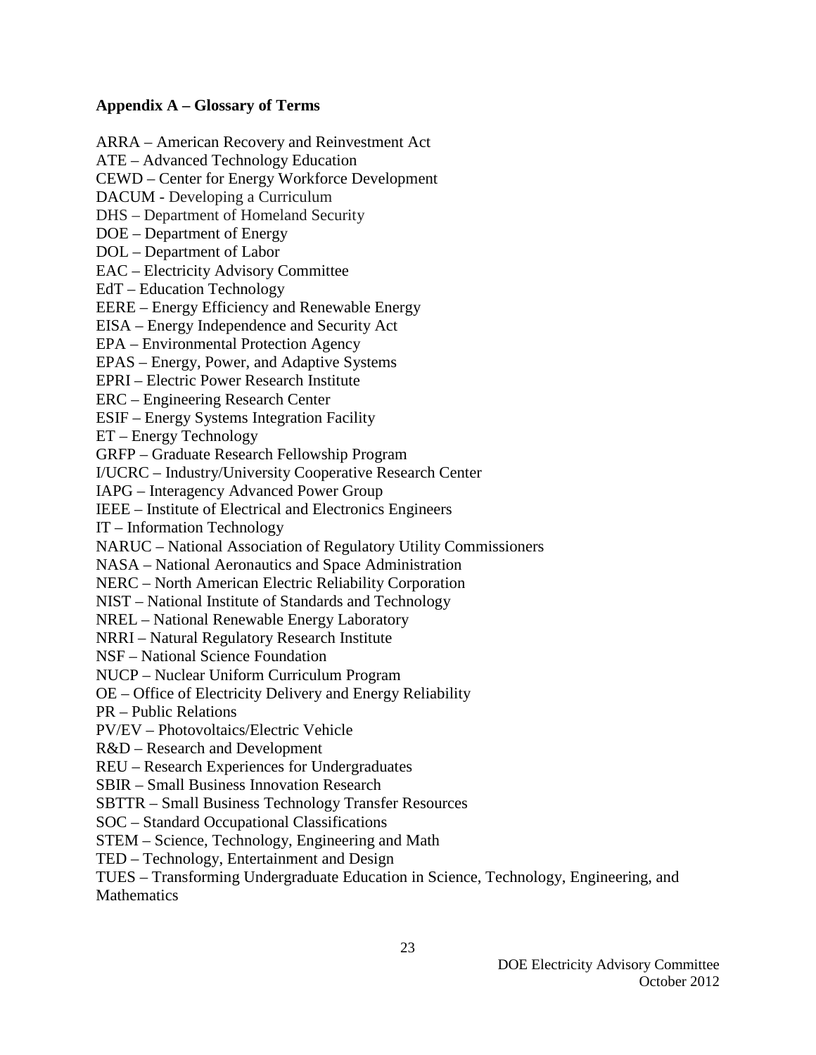## Appendix A – Glossary of Terms

ARRA – American Recovery and Reinvestment Act
ATE – Advanced Technology Education
CEWD – Center for Energy Workforce Development
DACUM - Developing a Curriculum
DHS – Department of Homeland Security
DOE – Department of Energy
DOL – Department of Labor
EAC – Electricity Advisory Committee
EdT – Education Technology
EERE – Energy Efficiency and Renewable Energy
EISA – Energy Independence and Security Act
EPA – Environmental Protection Agency
EPAS – Energy, Power, and Adaptive Systems
EPRI – Electric Power Research Institute
ERC – Engineering Research Center
ESIF – Energy Systems Integration Facility
ET – Energy Technology
GRFP – Graduate Research Fellowship Program
I/UCRC – Industry/University Cooperative Research Center
IAPG – Interagency Advanced Power Group
IEEE – Institute of Electrical and Electronics Engineers
IT – Information Technology
NARUC – National Association of Regulatory Utility Commissioners
NASA – National Aeronautics and Space Administration
NERC – North American Electric Reliability Corporation
NIST – National Institute of Standards and Technology
NREL – National Renewable Energy Laboratory
NRRI – Natural Regulatory Research Institute
NSF – National Science Foundation
NUCP – Nuclear Uniform Curriculum Program
OE – Office of Electricity Delivery and Energy Reliability
PR – Public Relations
PV/EV – Photovoltaics/Electric Vehicle
R&D – Research and Development
REU – Research Experiences for Undergraduates
SBIR – Small Business Innovation Research
SBTTR – Small Business Technology Transfer Resources
SOC – Standard Occupational Classifications
STEM – Science, Technology, Engineering and Math
TED – Technology, Entertainment and Design
TUES – Transforming Undergraduate Education in Science, Technology, Engineering, and Mathematics